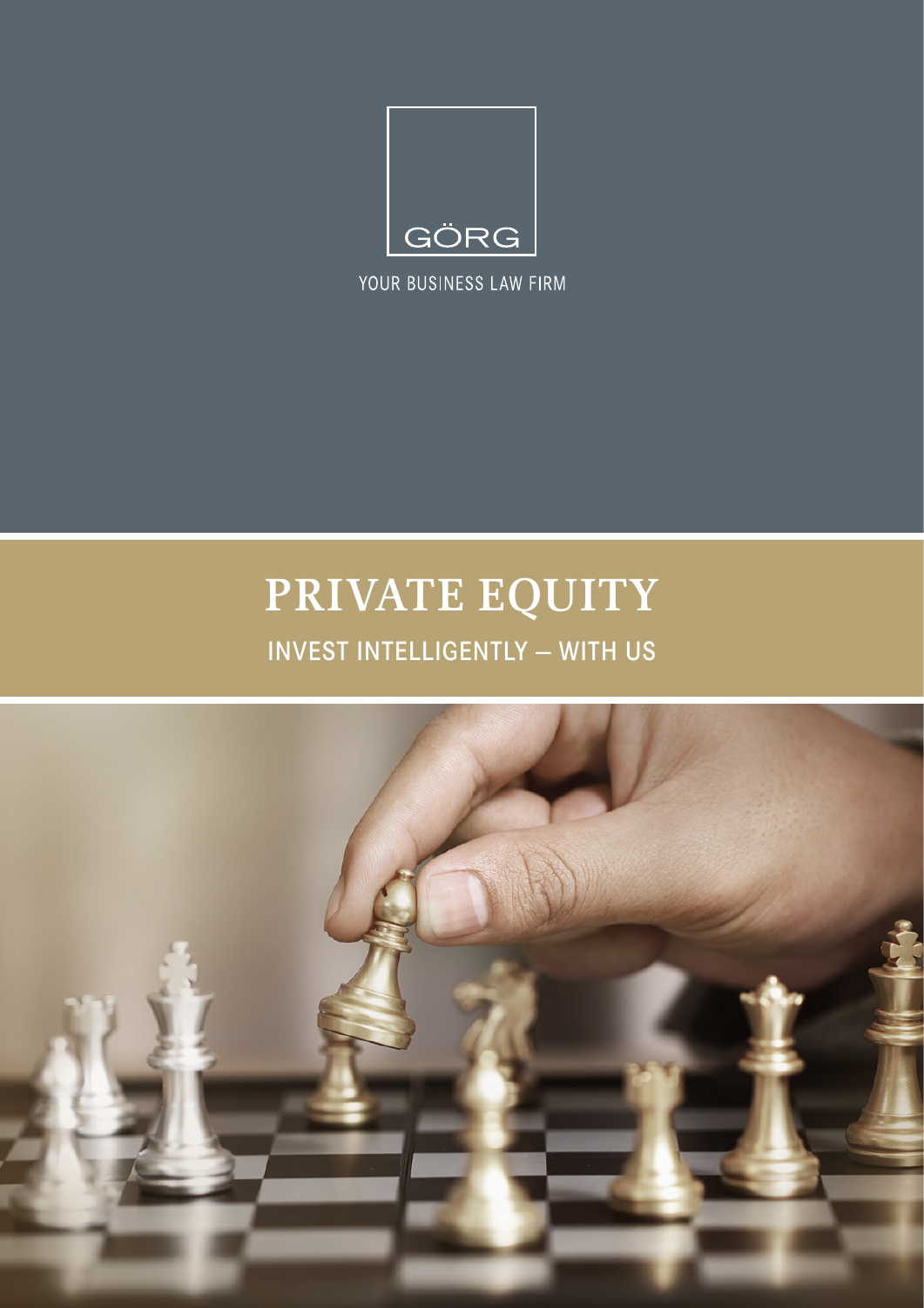GÖRG

YOUR BUSINESS LAW FIRM

# PRIVATE EQUITY

## INVEST INTELLIGENTLY – WITH US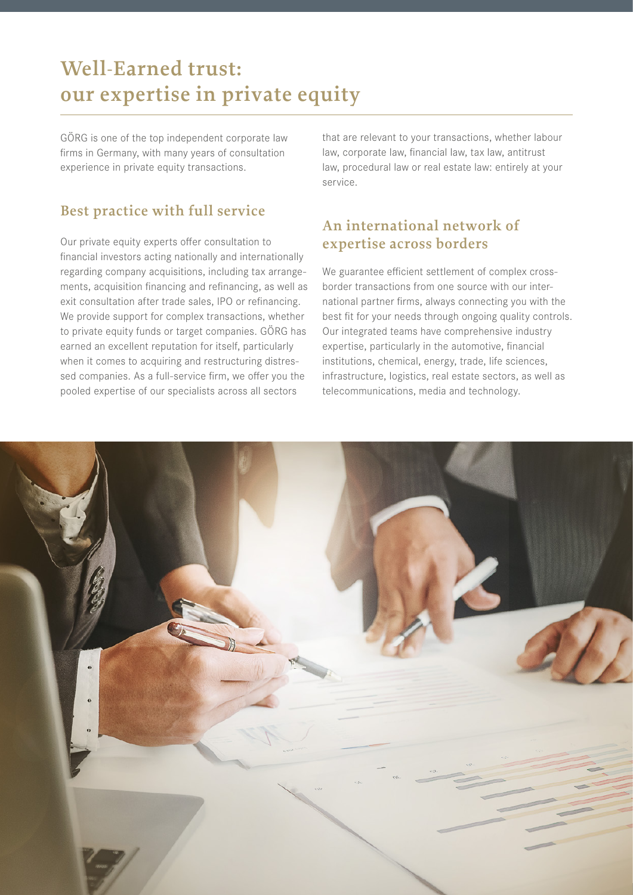# Well-Earned trust: our expertise in private equity

GÖRG is one of the top independent corporate law firms in Germany, with many years of consultation experience in private equity transactions.

## Best practice with full service

Our private equity experts offer consultation to financial investors acting nationally and internationally regarding company acquisitions, including tax arrangements, acquisition financing and refinancing, as well as exit consultation after trade sales, IPO or refinancing. We provide support for complex transactions, whether to private equity funds or target companies. GÖRG has earned an excellent reputation for itself, particularly when it comes to acquiring and restructuring distressed companies. As a full-service firm, we offer you the pooled expertise of our specialists across all sectors that are relevant to your transactions, whether labour law, corporate law, financial law, tax law, antitrust law, procedural law or real estate law: entirely at your service.

## An international network of expertise across borders

We guarantee efficient settlement of complex cross-border transactions from one source with our international partner firms, always connecting you with the best fit for your needs through ongoing quality controls. Our integrated teams have comprehensive industry expertise, particularly in the automotive, financial institutions, chemical, energy, trade, life sciences, infrastructure, logistics, real estate sectors, as well as telecommunications, media and technology.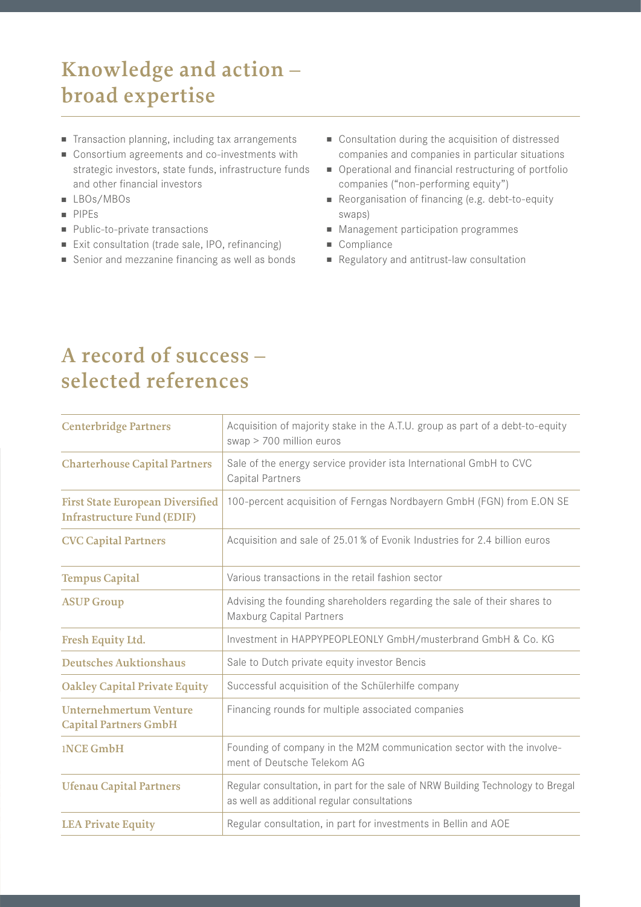## Knowledge and action – broad expertise

- Transaction planning, including tax arrangements
- Consortium agreements and co-investments with strategic investors, state funds, infrastructure funds and other financial investors
- LBOs/MBOs
- PIPEs
- Public-to-private transactions
- Exit consultation (trade sale, IPO, refinancing)
- Senior and mezzanine financing as well as bonds
- Consultation during the acquisition of distressed companies and companies in particular situations
- Operational and financial restructuring of portfolio companies ("non-performing equity")
- Reorganisation of financing (e.g. debt-to-equity swaps)
- Management participation programmes
- Compliance
- Regulatory and antitrust-law consultation

## A record of success – selected references

| | |
|---|---|
| **Centerbridge Partners** | Acquisition of majority stake in the A.T.U. group as part of a debt-to-equity swap > 700 million euros |
| **Charterhouse Capital Partners** | Sale of the energy service provider ista International GmbH to CVC Capital Partners |
| **First State European Diversified Infrastructure Fund (EDIF)** | 100-percent acquisition of Ferngas Nordbayern GmbH (FGN) from E.ON SE |
| **CVC Capital Partners** | Acquisition and sale of 25.01 % of Evonik Industries for 2.4 billion euros |
| **Tempus Capital** | Various transactions in the retail fashion sector |
| **ASUP Group** | Advising the founding shareholders regarding the sale of their shares to Maxburg Capital Partners |
| **Fresh Equity Ltd.** | Investment in HAPPYPEOPLEONLY GmbH/musterbrand GmbH & Co. KG |
| **Deutsches Auktionshaus** | Sale to Dutch private equity investor Bencis |
| **Oakley Capital Private Equity** | Successful acquisition of the Schülerhilfe company |
| **Unternehmertum Venture Capital Partners GmbH** | Financing rounds for multiple associated companies |
| **1NCE GmbH** | Founding of company in the M2M communication sector with the involvement of Deutsche Telekom AG |
| **Ufenau Capital Partners** | Regular consultation, in part for the sale of NRW Building Technology to Bregal as well as additional regular consultations |
| **LEA Private Equity** | Regular consultation, in part for investments in Bellin and AOE |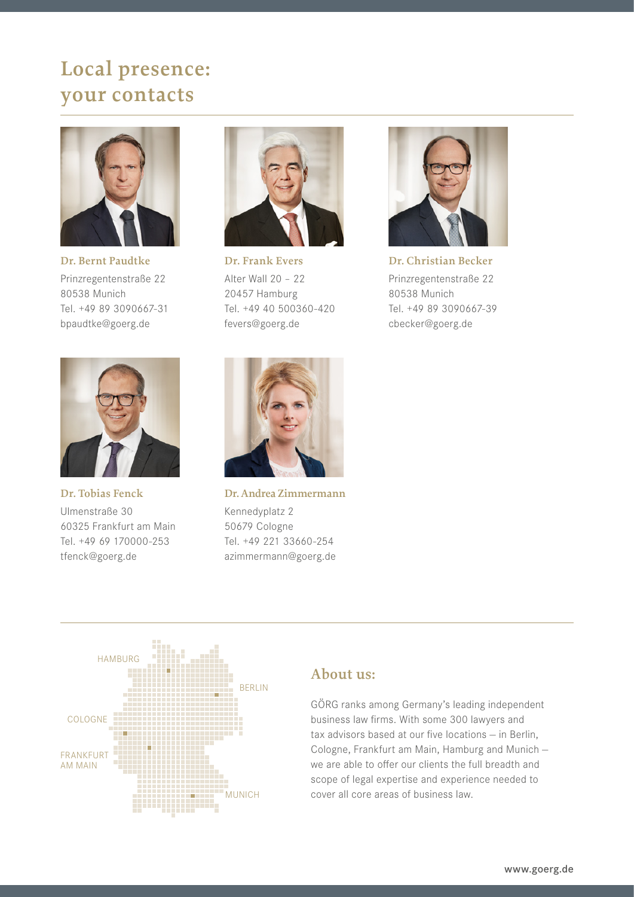# Local presence: your contacts

**Dr. Bernt Paudtke**
Prinzregentenstraße 22
80538 Munich
Tel. +49 89 3090667-31
bpaudtke@goerg.de

**Dr. Frank Evers**
Alter Wall 20 – 22
20457 Hamburg
Tel. +49 40 500360-420
fevers@goerg.de

**Dr. Christian Becker**
Prinzregentenstraße 22
80538 Munich
Tel. +49 89 3090667-39
cbecker@goerg.de

**Dr. Tobias Fenck**
Ulmenstraße 30
60325 Frankfurt am Main
Tel. +49 69 170000-253
tfenck@goerg.de

**Dr. Andrea Zimmermann**
Kennedyplatz 2
50679 Cologne
Tel. +49 221 33660-254
azimmermann@goerg.de

HAMBURG
BERLIN
COLOGNE
FRANKFURT AM MAIN
MUNICH

## About us:

GÖRG ranks among Germany's leading independent business law firms. With some 300 lawyers and tax advisors based at our five locations – in Berlin, Cologne, Frankfurt am Main, Hamburg and Munich – we are able to offer our clients the full breadth and scope of legal expertise and experience needed to cover all core areas of business law.

www.goerg.de